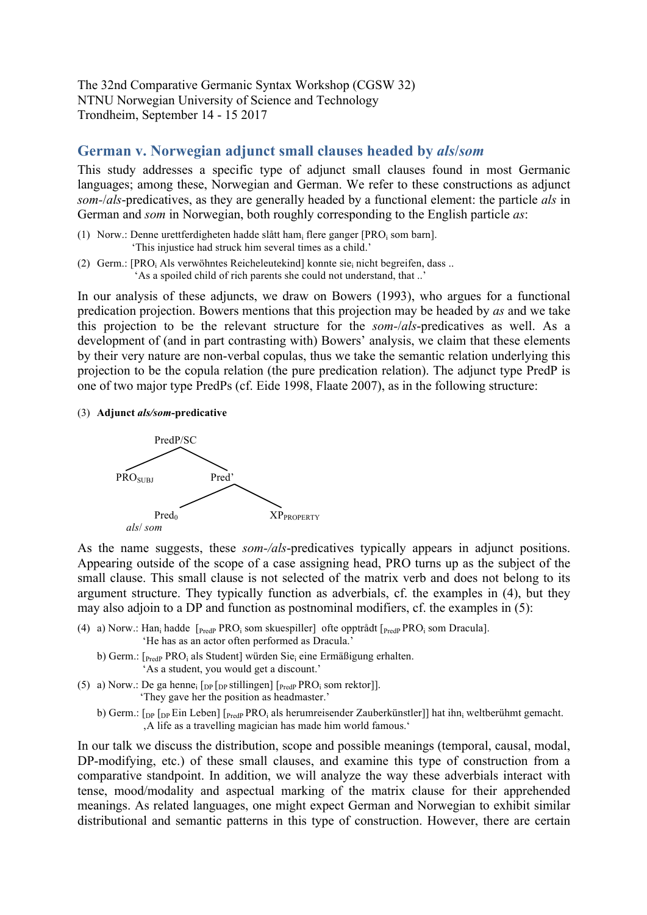The 32nd Comparative Germanic Syntax Workshop (CGSW 32)
NTNU Norwegian University of Science and Technology
Trondheim, September 14 - 15 2017

## German v. Norwegian adjunct small clauses headed by *als*/*som*

This study addresses a specific type of adjunct small clauses found in most Germanic languages; among these, Norwegian and German. We refer to these constructions as adjunct *som*-/*als*-predicatives, as they are generally headed by a functional element: the particle *als* in German and *som* in Norwegian, both roughly corresponding to the English particle *as*:

(1) Norw.: Denne urettferdigheten hadde slått $ham_i$ flere ganger [$PRO_i$ som barn].
'This injustice had struck him several times as a child.'

(2) Germ.: [$PRO_i$ Als verwöhntes Reicheleutekind] konnte $sie_i$ nicht begreifen, dass ..
'As a spoiled child of rich parents she could not understand, that ..'

In our analysis of these adjuncts, we draw on Bowers (1993), who argues for a functional predication projection. Bowers mentions that this projection may be headed by *as* and we take this projection to be the relevant structure for the *som*-/*als*-predicatives as well. As a development of (and in part contrasting with) Bowers' analysis, we claim that these elements by their very nature are non-verbal copulas, thus we take the semantic relation underlying this projection to be the copula relation (the pure predication relation). The adjunct type PredP is one of two major type PredPs (cf. Eide 1998, Flaate 2007), as in the following structure:

(3) **Adjunct *als/som*-predicative**

```
            PredP/SC
           /        \
     PRO_SUBJ       Pred'
                   /     \
               Pred0     XP_PROPERTY
              als/ som
```

As the name suggests, these *som-/als*-predicatives typically appears in adjunct positions. Appearing outside of the scope of a case assigning head, PRO turns up as the subject of the small clause. This small clause is not selected of the matrix verb and does not belong to its argument structure. They typically function as adverbials, cf. the examples in (4), but they may also adjoin to a DP and function as postnominal modifiers, cf. the examples in (5):

(4) a) Norw.: $Han_i$ hadde [$_{PredP}$ $PRO_i$ som skuespiller] ofte opptrådt [$_{PredP}$ $PRO_i$ som Dracula].
'He has as an actor often performed as Dracula.'

b) Germ.: [$_{PredP}$ $PRO_i$ als Student] würden $Sie_i$ eine Ermäßigung erhalten.
'As a student, you would get a discount.'

(5) a) Norw.: De ga $henne_i$ [$_{DP}$ [$_{DP}$ stillingen] [$_{PredP}$ $PRO_i$ som rektor]].
'They gave her the position as headmaster.'

b) Germ.: [$_{DP}$ [$_{DP}$ Ein Leben] [$_{PredP}$ $PRO_i$ als herumreisender Zauberkünstler]] hat $ihn_i$ weltberühmt gemacht.
‚A life as a travelling magician has made him world famous.'

In our talk we discuss the distribution, scope and possible meanings (temporal, causal, modal, DP-modifying, etc.) of these small clauses, and examine this type of construction from a comparative standpoint. In addition, we will analyze the way these adverbials interact with tense, mood/modality and aspectual marking of the matrix clause for their apprehended meanings. As related languages, one might expect German and Norwegian to exhibit similar distributional and semantic patterns in this type of construction. However, there are certain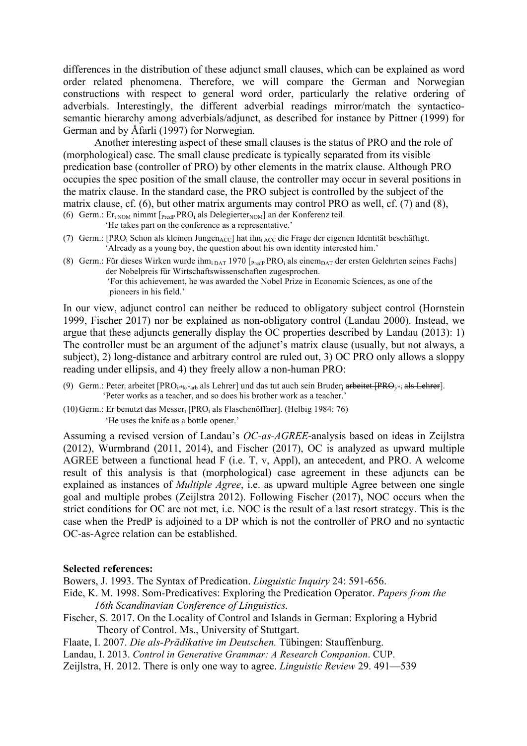differences in the distribution of these adjunct small clauses, which can be explained as word order related phenomena. Therefore, we will compare the German and Norwegian constructions with respect to general word order, particularly the relative ordering of adverbials. Interestingly, the different adverbial readings mirror/match the syntactico-semantic hierarchy among adverbials/adjunct, as described for instance by Pittner (1999) for German and by Åfarli (1997) for Norwegian.

Another interesting aspect of these small clauses is the status of PRO and the role of (morphological) case. The small clause predicate is typically separated from its visible predication base (controller of PRO) by other elements in the matrix clause. Although PRO occupies the spec position of the small clause, the controller may occur in several positions in the matrix clause. In the standard case, the PRO subject is controlled by the subject of the matrix clause, cf. (6), but other matrix arguments may control PRO as well, cf. (7) and (8),

(6) Germ.: $Er_{i\ NOM}$ nimmt $[_{PredP}$ $PRO_i$ als $Delegierter_{NOM}]$ an der Konferenz teil.
'He takes part on the conference as a representative.'

(7) Germ.: $[PRO_i$ Schon als kleinen $Jungen_{ACC}]$ hat $ihn_{i\ ACC}$ die Frage der eigenen Identität beschäftigt.
'Already as a young boy, the question about his own identity interested him.'

(8) Germ.: Für dieses Wirken wurde $ihm_{i\ DAT}$ 1970 $[_{PredP}$ $PRO_i$ als $einem_{DAT}$ der ersten Gelehrten seines Fachs] der Nobelpreis für Wirtschaftswissenschaften zugesprochen.
'For this achievement, he was awarded the Nobel Prize in Economic Sciences, as one of the pioneers in his field.'

In our view, adjunct control can neither be reduced to obligatory subject control (Hornstein 1999, Fischer 2017) nor be explained as non-obligatory control (Landau 2000). Instead, we argue that these adjuncts generally display the OC properties described by Landau (2013): 1) The controller must be an argument of the adjunct's matrix clause (usually, but not always, a subject), 2) long-distance and arbitrary control are ruled out, 3) OC PRO only allows a sloppy reading under ellipsis, and 4) they freely allow a non-human PRO:

(9) Germ.: $Peter_i$ arbeitet $[PRO_{i/*k/*arb}$ als Lehrer] und das tut auch sein $Bruder_j$ ~~arbeitet $[PRO_{j/*i}$ als Lehrer]~~.
'Peter works as a teacher, and so does his brother work as a teacher.'

(10) Germ.: Er benutzt das $Messer_i$ $[PRO_i$ als Flaschenöffner]. (Helbig 1984: 76)
'He uses the knife as a bottle opener.'

Assuming a revised version of Landau's *OC-as-AGREE*-analysis based on ideas in Zeijlstra (2012), Wurmbrand (2011, 2014), and Fischer (2017), OC is analyzed as upward multiple AGREE between a functional head F (i.e. T, v, Appl), an antecedent, and PRO. A welcome result of this analysis is that (morphological) case agreement in these adjuncts can be explained as instances of *Multiple Agree*, i.e. as upward multiple Agree between one single goal and multiple probes (Zeijlstra 2012). Following Fischer (2017), NOC occurs when the strict conditions for OC are not met, i.e. NOC is the result of a last resort strategy. This is the case when the PredP is adjoined to a DP which is not the controller of PRO and no syntactic OC-as-Agree relation can be established.

**Selected references:**

Bowers, J. 1993. The Syntax of Predication. *Linguistic Inquiry* 24: 591-656.

Eide, K. M. 1998. Som-Predicatives: Exploring the Predication Operator. *Papers from the 16th Scandinavian Conference of Linguistics.*

Fischer, S. 2017. On the Locality of Control and Islands in German: Exploring a Hybrid Theory of Control. Ms., University of Stuttgart.

Flaate, I. 2007. *Die als-Prädikative im Deutschen.* Tübingen: Stauffenburg.

Landau, I. 2013. *Control in Generative Grammar: A Research Companion*. CUP.

Zeijlstra, H. 2012. There is only one way to agree. *Linguistic Review* 29. 491—539